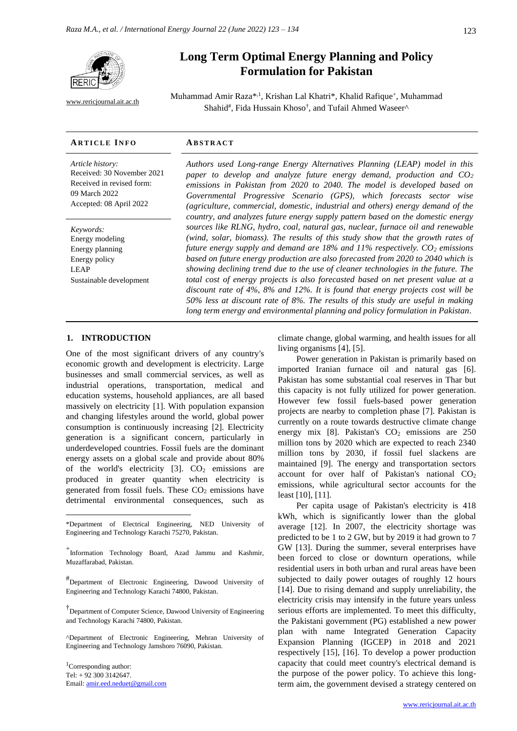# Long Term Optimal Energy Planning and Policy Formulation for Pakistan

www.rericjournal.ait.ac.th

Muhammad Amir Raza*,1, Krishan Lal Khatri*, Khalid Rafique+, Muhammad Shahid#, Fida Hussain Khoso†, and Tufail Ahmed Waseer^

**ARTICLE INFO**

*Article history:*
Received: 30 November 2021
Received in revised form: 09 March 2022
Accepted: 08 April 2022

*Keywords:*
Energy modeling
Energy planning
Energy policy
LEAP
Sustainable development

**ABSTRACT**

*Authors used Long-range Energy Alternatives Planning (LEAP) model in this paper to develop and analyze future energy demand, production and $CO_2$ emissions in Pakistan from 2020 to 2040. The model is developed based on Governmental Progressive Scenario (GPS), which forecasts sector wise (agriculture, commercial, domestic, industrial and others) energy demand of the country, and analyzes future energy supply pattern based on the domestic energy sources like RLNG, hydro, coal, natural gas, nuclear, furnace oil and renewable (wind, solar, biomass). The results of this study show that the growth rates of future energy supply and demand are 18% and 11% respectively. $CO_2$ emissions based on future energy production are also forecasted from 2020 to 2040 which is showing declining trend due to the use of cleaner technologies in the future. The total cost of energy projects is also forecasted based on net present value at a discount rate of 4%, 8% and 12%. It is found that energy projects cost will be 50% less at discount rate of 8%. The results of this study are useful in making long term energy and environmental planning and policy formulation in Pakistan.*

## 1. INTRODUCTION

One of the most significant drivers of any country's economic growth and development is electricity. Large businesses and small commercial services, as well as industrial operations, transportation, medical and education systems, household appliances, are all based massively on electricity [1]. With population expansion and changing lifestyles around the world, global power consumption is continuously increasing [2]. Electricity generation is a significant concern, particularly in underdeveloped countries. Fossil fuels are the dominant energy assets on a global scale and provide about 80% of the world's electricity [3]. $CO_2$ emissions are produced in greater quantity when electricity is generated from fossil fuels. These $CO_2$ emissions have detrimental environmental consequences, such as climate change, global warming, and health issues for all living organisms [4], [5].

Power generation in Pakistan is primarily based on imported Iranian furnace oil and natural gas [6]. Pakistan has some substantial coal reserves in Thar but this capacity is not fully utilized for power generation. However few fossil fuels-based power generation projects are nearby to completion phase [7]. Pakistan is currently on a route towards destructive climate change energy mix [8]. Pakistan's $CO_2$ emissions are 250 million tons by 2020 which are expected to reach 2340 million tons by 2030, if fossil fuel slackens are maintained [9]. The energy and transportation sectors account for over half of Pakistan's national $CO_2$ emissions, while agricultural sector accounts for the least [10], [11].

Per capita usage of Pakistan's electricity is 418 kWh, which is significantly lower than the global average [12]. In 2007, the electricity shortage was predicted to be 1 to 2 GW, but by 2019 it had grown to 7 GW [13]. During the summer, several enterprises have been forced to close or downturn operations, while residential users in both urban and rural areas have been subjected to daily power outages of roughly 12 hours [14]. Due to rising demand and supply unreliability, the electricity crisis may intensify in the future years unless serious efforts are implemented. To meet this difficulty, the Pakistani government (PG) established a new power plan with name Integrated Generation Capacity Expansion Planning (IGCEP) in 2018 and 2021 respectively [15], [16]. To develop a power production capacity that could meet country's electrical demand is the purpose of the power policy. To achieve this long-term aim, the government devised a strategy centered on

---

*Department of Electrical Engineering, NED University of Engineering and Technology Karachi 75270, Pakistan.

+Information Technology Board, Azad Jammu and Kashmir, Muzaffarabad, Pakistan.

#Department of Electronic Engineering, Dawood University of Engineering and Technology Karachi 74800, Pakistan.

†Department of Computer Science, Dawood University of Engineering and Technology Karachi 74800, Pakistan.

^Department of Electronic Engineering, Mehran University of Engineering and Technology Jamshoro 76090, Pakistan.

1Corresponding author:
Tel: + 92 300 3142647.
Email: amir.eed.neduet@gmail.com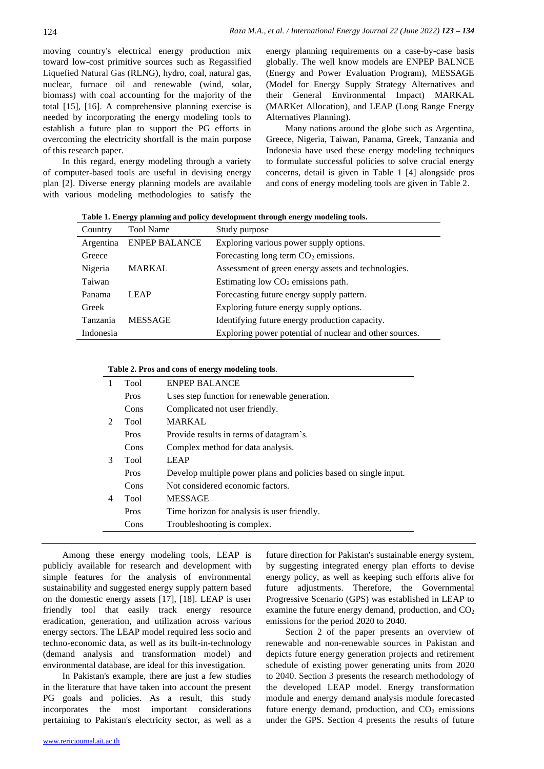moving country's electrical energy production mix toward low-cost primitive sources such as Regassified Liquefied Natural Gas (RLNG), hydro, coal, natural gas, nuclear, furnace oil and renewable (wind, solar, biomass) with coal accounting for the majority of the total [15], [16]. A comprehensive planning exercise is needed by incorporating the energy modeling tools to establish a future plan to support the PG efforts in overcoming the electricity shortfall is the main purpose of this research paper.

In this regard, energy modeling through a variety of computer-based tools are useful in devising energy plan [2]. Diverse energy planning models are available with various modeling methodologies to satisfy the energy planning requirements on a case-by-case basis globally. The well know models are ENPEP BALNCE (Energy and Power Evaluation Program), MESSAGE (Model for Energy Supply Strategy Alternatives and their General Environmental Impact) MARKAL (MARKet Allocation), and LEAP (Long Range Energy Alternatives Planning).

Many nations around the globe such as Argentina, Greece, Nigeria, Taiwan, Panama, Greek, Tanzania and Indonesia have used these energy modeling techniques to formulate successful policies to solve crucial energy concerns, detail is given in Table 1 [4] alongside pros and cons of energy modeling tools are given in Table 2.

**Table 1. Energy planning and policy development through energy modeling tools.**

| Country | Tool Name | Study purpose |
|---|---|---|
| Argentina | ENPEP BALANCE | Exploring various power supply options. |
| Greece | | Forecasting long term $CO_2$ emissions. |
| Nigeria | MARKAL | Assessment of green energy assets and technologies. |
| Taiwan | | Estimating low $CO_2$ emissions path. |
| Panama | LEAP | Forecasting future energy supply pattern. |
| Greek | | Exploring future energy supply options. |
| Tanzania | MESSAGE | Identifying future energy production capacity. |
| Indonesia | | Exploring power potential of nuclear and other sources. |

**Table 2. Pros and cons of energy modeling tools**.

| | | |
|---|---|---|
| 1 | Tool | ENPEP BALANCE |
| | Pros | Uses step function for renewable generation. |
| | Cons | Complicated not user friendly. |
| 2 | Tool | MARKAL |
| | Pros | Provide results in terms of datagram's. |
| | Cons | Complex method for data analysis. |
| 3 | Tool | LEAP |
| | Pros | Develop multiple power plans and policies based on single input. |
| | Cons | Not considered economic factors. |
| 4 | Tool | MESSAGE |
| | Pros | Time horizon for analysis is user friendly. |
| | Cons | Troubleshooting is complex. |

Among these energy modeling tools, LEAP is publicly available for research and development with simple features for the analysis of environmental sustainability and suggested energy supply pattern based on the domestic energy assets [17], [18]. LEAP is user friendly tool that easily track energy resource eradication, generation, and utilization across various energy sectors. The LEAP model required less socio and techno-economic data, as well as its built-in-technology (demand analysis and transformation model) and environmental database, are ideal for this investigation.

In Pakistan's example, there are just a few studies in the literature that have taken into account the present PG goals and policies. As a result, this study incorporates the most important considerations pertaining to Pakistan's electricity sector, as well as a future direction for Pakistan's sustainable energy system, by suggesting integrated energy plan efforts to devise energy policy, as well as keeping such efforts alive for future adjustments. Therefore, the Governmental Progressive Scenario (GPS) was established in LEAP to examine the future energy demand, production, and $CO_2$ emissions for the period 2020 to 2040.

Section 2 of the paper presents an overview of renewable and non-renewable sources in Pakistan and depicts future energy generation projects and retirement schedule of existing power generating units from 2020 to 2040. Section 3 presents the research methodology of the developed LEAP model. Energy transformation module and energy demand analysis module forecasted future energy demand, production, and $CO_2$ emissions under the GPS. Section 4 presents the results of future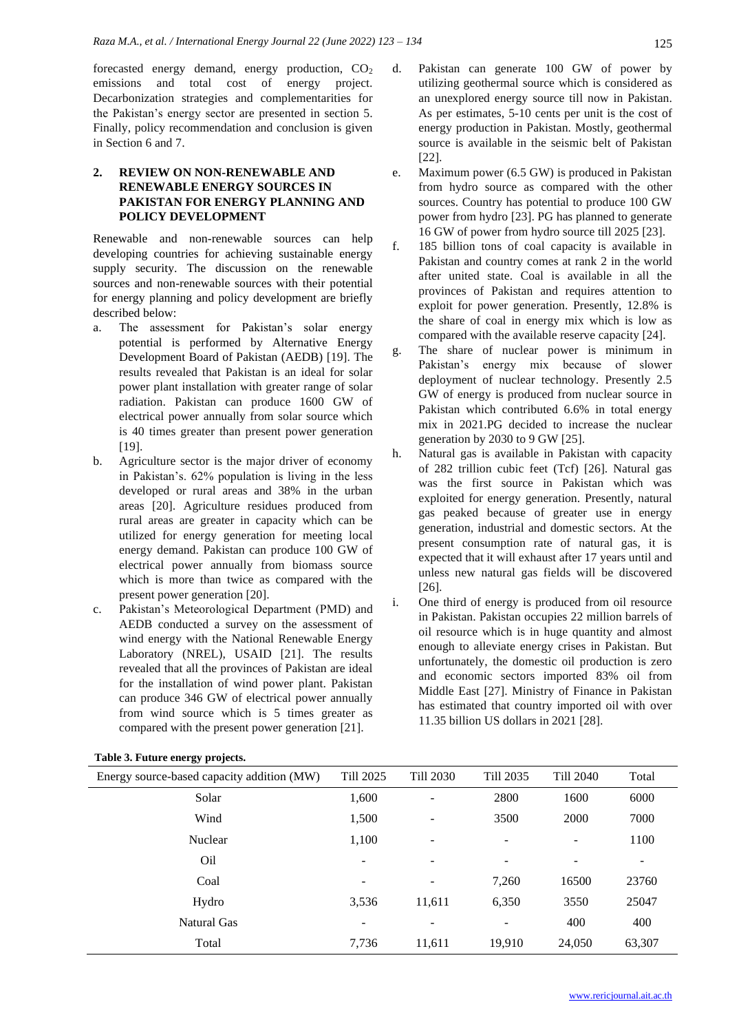forecasted energy demand, energy production, $CO_2$ emissions and total cost of energy project. Decarbonization strategies and complementarities for the Pakistan's energy sector are presented in section 5. Finally, policy recommendation and conclusion is given in Section 6 and 7.

## 2. REVIEW ON NON-RENEWABLE AND RENEWABLE ENERGY SOURCES IN PAKISTAN FOR ENERGY PLANNING AND POLICY DEVELOPMENT

Renewable and non-renewable sources can help developing countries for achieving sustainable energy supply security. The discussion on the renewable sources and non-renewable sources with their potential for energy planning and policy development are briefly described below:

a. The assessment for Pakistan's solar energy potential is performed by Alternative Energy Development Board of Pakistan (AEDB) [19]. The results revealed that Pakistan is an ideal for solar power plant installation with greater range of solar radiation. Pakistan can produce 1600 GW of electrical power annually from solar source which is 40 times greater than present power generation [19].

b. Agriculture sector is the major driver of economy in Pakistan's. 62% population is living in the less developed or rural areas and 38% in the urban areas [20]. Agriculture residues produced from rural areas are greater in capacity which can be utilized for energy generation for meeting local energy demand. Pakistan can produce 100 GW of electrical power annually from biomass source which is more than twice as compared with the present power generation [20].

c. Pakistan's Meteorological Department (PMD) and AEDB conducted a survey on the assessment of wind energy with the National Renewable Energy Laboratory (NREL), USAID [21]. The results revealed that all the provinces of Pakistan are ideal for the installation of wind power plant. Pakistan can produce 346 GW of electrical power annually from wind source which is 5 times greater as compared with the present power generation [21].

d. Pakistan can generate 100 GW of power by utilizing geothermal source which is considered as an unexplored energy source till now in Pakistan. As per estimates, 5-10 cents per unit is the cost of energy production in Pakistan. Mostly, geothermal source is available in the seismic belt of Pakistan [22].

e. Maximum power (6.5 GW) is produced in Pakistan from hydro source as compared with the other sources. Country has potential to produce 100 GW power from hydro [23]. PG has planned to generate 16 GW of power from hydro source till 2025 [23].

f. 185 billion tons of coal capacity is available in Pakistan and country comes at rank 2 in the world after united state. Coal is available in all the provinces of Pakistan and requires attention to exploit for power generation. Presently, 12.8% is the share of coal in energy mix which is low as compared with the available reserve capacity [24].

g. The share of nuclear power is minimum in Pakistan's energy mix because of slower deployment of nuclear technology. Presently 2.5 GW of energy is produced from nuclear source in Pakistan which contributed 6.6% in total energy mix in 2021.PG decided to increase the nuclear generation by 2030 to 9 GW [25].

h. Natural gas is available in Pakistan with capacity of 282 trillion cubic feet (Tcf) [26]. Natural gas was the first source in Pakistan which was exploited for energy generation. Presently, natural gas peaked because of greater use in energy generation, industrial and domestic sectors. At the present consumption rate of natural gas, it is expected that it will exhaust after 17 years until and unless new natural gas fields will be discovered [26].

i. One third of energy is produced from oil resource in Pakistan. Pakistan occupies 22 million barrels of oil resource which is in huge quantity and almost enough to alleviate energy crises in Pakistan. But unfortunately, the domestic oil production is zero and economic sectors imported 83% oil from Middle East [27]. Ministry of Finance in Pakistan has estimated that country imported oil with over 11.35 billion US dollars in 2021 [28].

**Table 3. Future energy projects.**

| Energy source-based capacity addition (MW) | Till 2025 | Till 2030 | Till 2035 | Till 2040 | Total |
|---|---|---|---|---|---|
| Solar | 1,600 | - | 2800 | 1600 | 6000 |
| Wind | 1,500 | - | 3500 | 2000 | 7000 |
| Nuclear | 1,100 | - | - | - | 1100 |
| Oil | - | - | - | - | - |
| Coal | - | - | 7,260 | 16500 | 23760 |
| Hydro | 3,536 | 11,611 | 6,350 | 3550 | 25047 |
| Natural Gas | - | - | - | 400 | 400 |
| Total | 7,736 | 11,611 | 19,910 | 24,050 | 63,307 |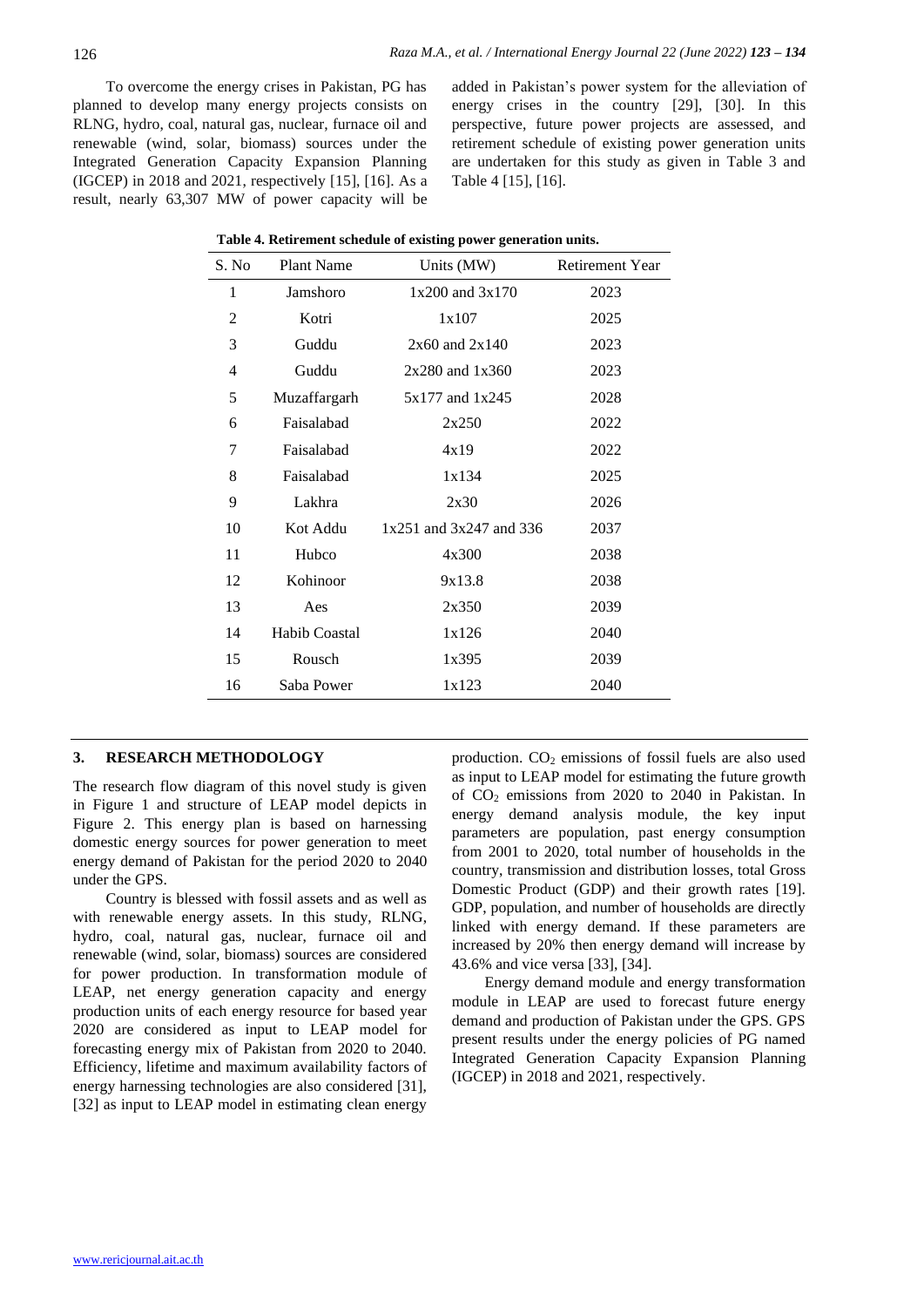To overcome the energy crises in Pakistan, PG has planned to develop many energy projects consists on RLNG, hydro, coal, natural gas, nuclear, furnace oil and renewable (wind, solar, biomass) sources under the Integrated Generation Capacity Expansion Planning (IGCEP) in 2018 and 2021, respectively [15], [16]. As a result, nearly 63,307 MW of power capacity will be added in Pakistan's power system for the alleviation of energy crises in the country [29], [30]. In this perspective, future power projects are assessed, and retirement schedule of existing power generation units are undertaken for this study as given in Table 3 and Table 4 [15], [16].

**Table 4. Retirement schedule of existing power generation units.**

| S. No | Plant Name | Units (MW) | Retirement Year |
|---|---|---|---|
| 1 | Jamshoro | 1x200 and 3x170 | 2023 |
| 2 | Kotri | 1x107 | 2025 |
| 3 | Guddu | 2x60 and 2x140 | 2023 |
| 4 | Guddu | 2x280 and 1x360 | 2023 |
| 5 | Muzaffargarh | 5x177 and 1x245 | 2028 |
| 6 | Faisalabad | 2x250 | 2022 |
| 7 | Faisalabad | 4x19 | 2022 |
| 8 | Faisalabad | 1x134 | 2025 |
| 9 | Lakhra | 2x30 | 2026 |
| 10 | Kot Addu | 1x251 and 3x247 and 336 | 2037 |
| 11 | Hubco | 4x300 | 2038 |
| 12 | Kohinoor | 9x13.8 | 2038 |
| 13 | Aes | 2x350 | 2039 |
| 14 | Habib Coastal | 1x126 | 2040 |
| 15 | Rousch | 1x395 | 2039 |
| 16 | Saba Power | 1x123 | 2040 |

## 3. RESEARCH METHODOLOGY

The research flow diagram of this novel study is given in Figure 1 and structure of LEAP model depicts in Figure 2. This energy plan is based on harnessing domestic energy sources for power generation to meet energy demand of Pakistan for the period 2020 to 2040 under the GPS.

Country is blessed with fossil assets and as well as with renewable energy assets. In this study, RLNG, hydro, coal, natural gas, nuclear, furnace oil and renewable (wind, solar, biomass) sources are considered for power production. In transformation module of LEAP, net energy generation capacity and energy production units of each energy resource for based year 2020 are considered as input to LEAP model for forecasting energy mix of Pakistan from 2020 to 2040. Efficiency, lifetime and maximum availability factors of energy harnessing technologies are also considered [31], [32] as input to LEAP model in estimating clean energy production. $CO_2$ emissions of fossil fuels are also used as input to LEAP model for estimating the future growth of $CO_2$ emissions from 2020 to 2040 in Pakistan. In energy demand analysis module, the key input parameters are population, past energy consumption from 2001 to 2020, total number of households in the country, transmission and distribution losses, total Gross Domestic Product (GDP) and their growth rates [19]. GDP, population, and number of households are directly linked with energy demand. If these parameters are increased by 20% then energy demand will increase by 43.6% and vice versa [33], [34].

Energy demand module and energy transformation module in LEAP are used to forecast future energy demand and production of Pakistan under the GPS. GPS present results under the energy policies of PG named Integrated Generation Capacity Expansion Planning (IGCEP) in 2018 and 2021, respectively.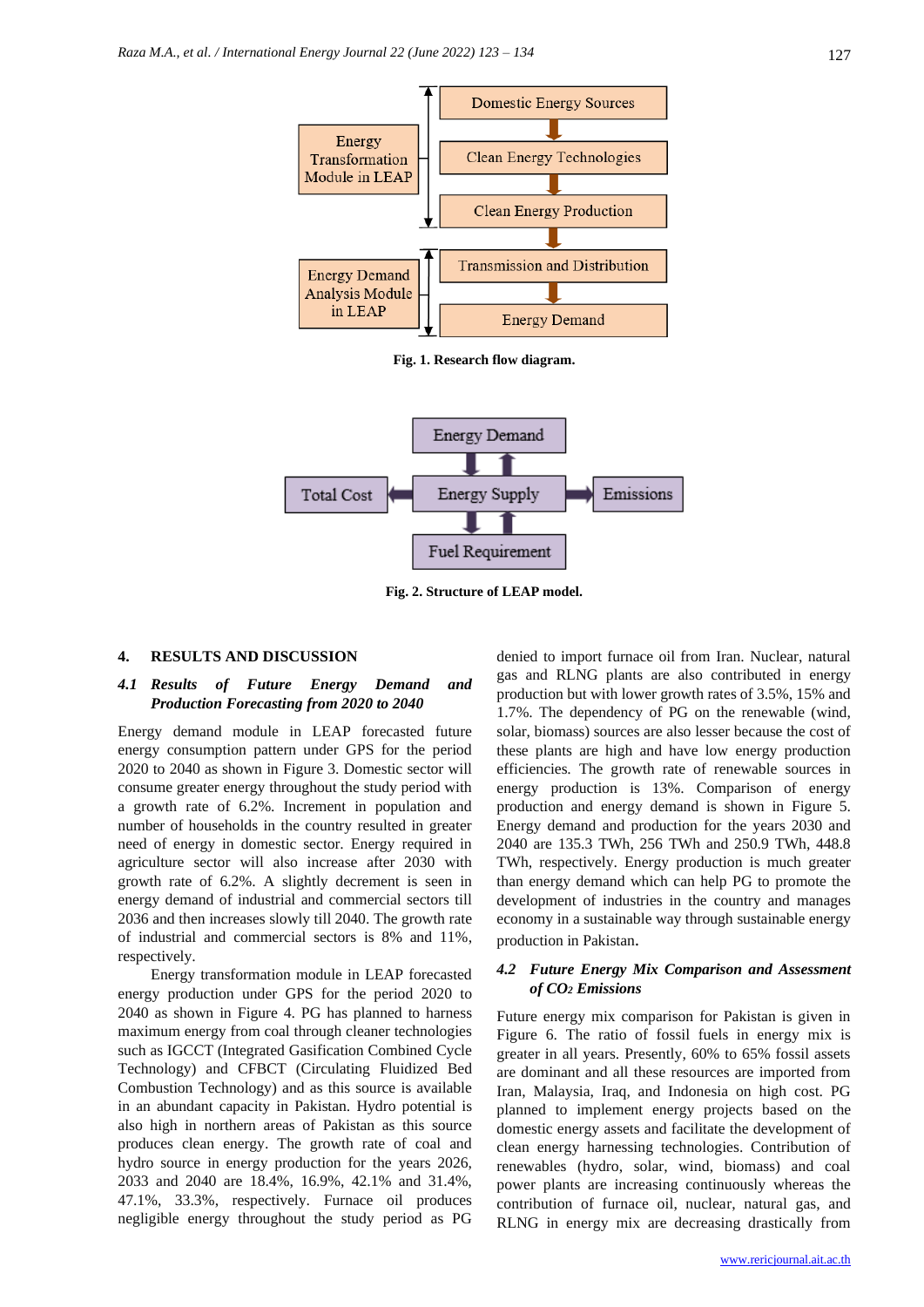Fig. 1. Research flow diagram.

Fig. 2. Structure of LEAP model.

## 4. RESULTS AND DISCUSSION

### 4.1 Results of Future Energy Demand and Production Forecasting from 2020 to 2040

Energy demand module in LEAP forecasted future energy consumption pattern under GPS for the period 2020 to 2040 as shown in Figure 3. Domestic sector will consume greater energy throughout the study period with a growth rate of 6.2%. Increment in population and number of households in the country resulted in greater need of energy in domestic sector. Energy required in agriculture sector will also increase after 2030 with growth rate of 6.2%. A slightly decrement is seen in energy demand of industrial and commercial sectors till 2036 and then increases slowly till 2040. The growth rate of industrial and commercial sectors is 8% and 11%, respectively.

Energy transformation module in LEAP forecasted energy production under GPS for the period 2020 to 2040 as shown in Figure 4. PG has planned to harness maximum energy from coal through cleaner technologies such as IGCCT (Integrated Gasification Combined Cycle Technology) and CFBCT (Circulating Fluidized Bed Combustion Technology) and as this source is available in an abundant capacity in Pakistan. Hydro potential is also high in northern areas of Pakistan as this source produces clean energy. The growth rate of coal and hydro source in energy production for the years 2026, 2033 and 2040 are 18.4%, 16.9%, 42.1% and 31.4%, 47.1%, 33.3%, respectively. Furnace oil produces negligible energy throughout the study period as PG denied to import furnace oil from Iran. Nuclear, natural gas and RLNG plants are also contributed in energy production but with lower growth rates of 3.5%, 15% and 1.7%. The dependency of PG on the renewable (wind, solar, biomass) sources are also lesser because the cost of these plants are high and have low energy production efficiencies. The growth rate of renewable sources in energy production is 13%. Comparison of energy production and energy demand is shown in Figure 5. Energy demand and production for the years 2030 and 2040 are 135.3 TWh, 256 TWh and 250.9 TWh, 448.8 TWh, respectively. Energy production is much greater than energy demand which can help PG to promote the development of industries in the country and manages economy in a sustainable way through sustainable energy production in Pakistan.

### 4.2 Future Energy Mix Comparison and Assessment of $CO_2$ Emissions

Future energy mix comparison for Pakistan is given in Figure 6. The ratio of fossil fuels in energy mix is greater in all years. Presently, 60% to 65% fossil assets are dominant and all these resources are imported from Iran, Malaysia, Iraq, and Indonesia on high cost. PG planned to implement energy projects based on the domestic energy assets and facilitate the development of clean energy harnessing technologies. Contribution of renewables (hydro, solar, wind, biomass) and coal power plants are increasing continuously whereas the contribution of furnace oil, nuclear, natural gas, and RLNG in energy mix are decreasing drastically from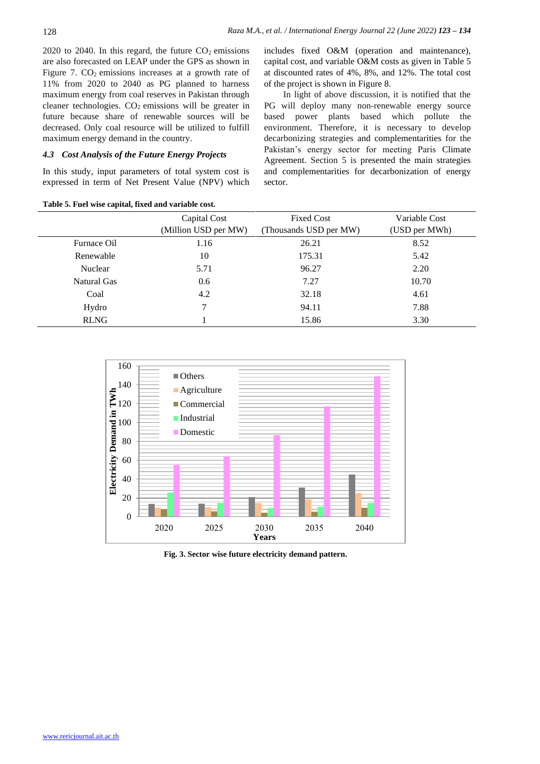2020 to 2040. In this regard, the future $CO_2$ emissions are also forecasted on LEAP under the GPS as shown in Figure 7. $CO_2$ emissions increases at a growth rate of 11% from 2020 to 2040 as PG planned to harness maximum energy from coal reserves in Pakistan through cleaner technologies. $CO_2$ emissions will be greater in future because share of renewable sources will be decreased. Only coal resource will be utilized to fulfill maximum energy demand in the country.

### *4.3 Cost Analysis of the Future Energy Projects*

In this study, input parameters of total system cost is expressed in term of Net Present Value (NPV) which includes fixed O&M (operation and maintenance), capital cost, and variable O&M costs as given in Table 5 at discounted rates of 4%, 8%, and 12%. The total cost of the project is shown in Figure 8.

In light of above discussion, it is notified that the PG will deploy many non-renewable energy source based power plants based which pollute the environment. Therefore, it is necessary to develop decarbonizing strategies and complementarities for the Pakistan's energy sector for meeting Paris Climate Agreement. Section 5 is presented the main strategies and complementarities for decarbonization of energy sector.

**Table 5. Fuel wise capital, fixed and variable cost.**

| | Capital Cost (Million USD per MW) | Fixed Cost (Thousands USD per MW) | Variable Cost (USD per MWh) |
|---|---|---|---|
| Furnace Oil | 1.16 | 26.21 | 8.52 |
| Renewable | 10 | 175.31 | 5.42 |
| Nuclear | 5.71 | 96.27 | 2.20 |
| Natural Gas | 0.6 | 7.27 | 10.70 |
| Coal | 4.2 | 32.18 | 4.61 |
| Hydro | 7 | 94.11 | 7.88 |
| RLNG | 1 | 15.86 | 3.30 |

**Fig. 3. Sector wise future electricity demand pattern.**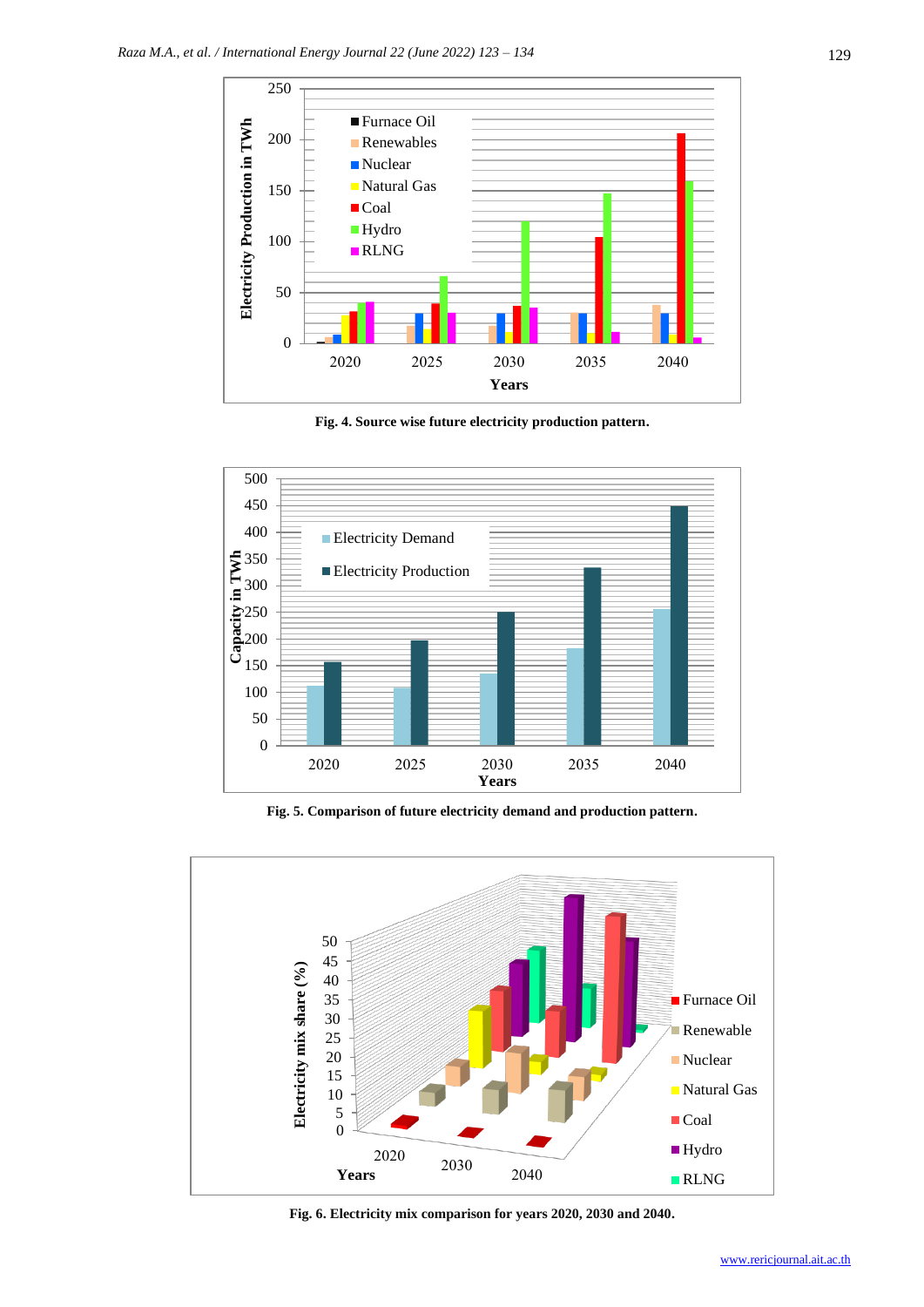Fig. 4. Source wise future electricity production pattern.

Fig. 5. Comparison of future electricity demand and production pattern.

Fig. 6. Electricity mix comparison for years 2020, 2030 and 2040.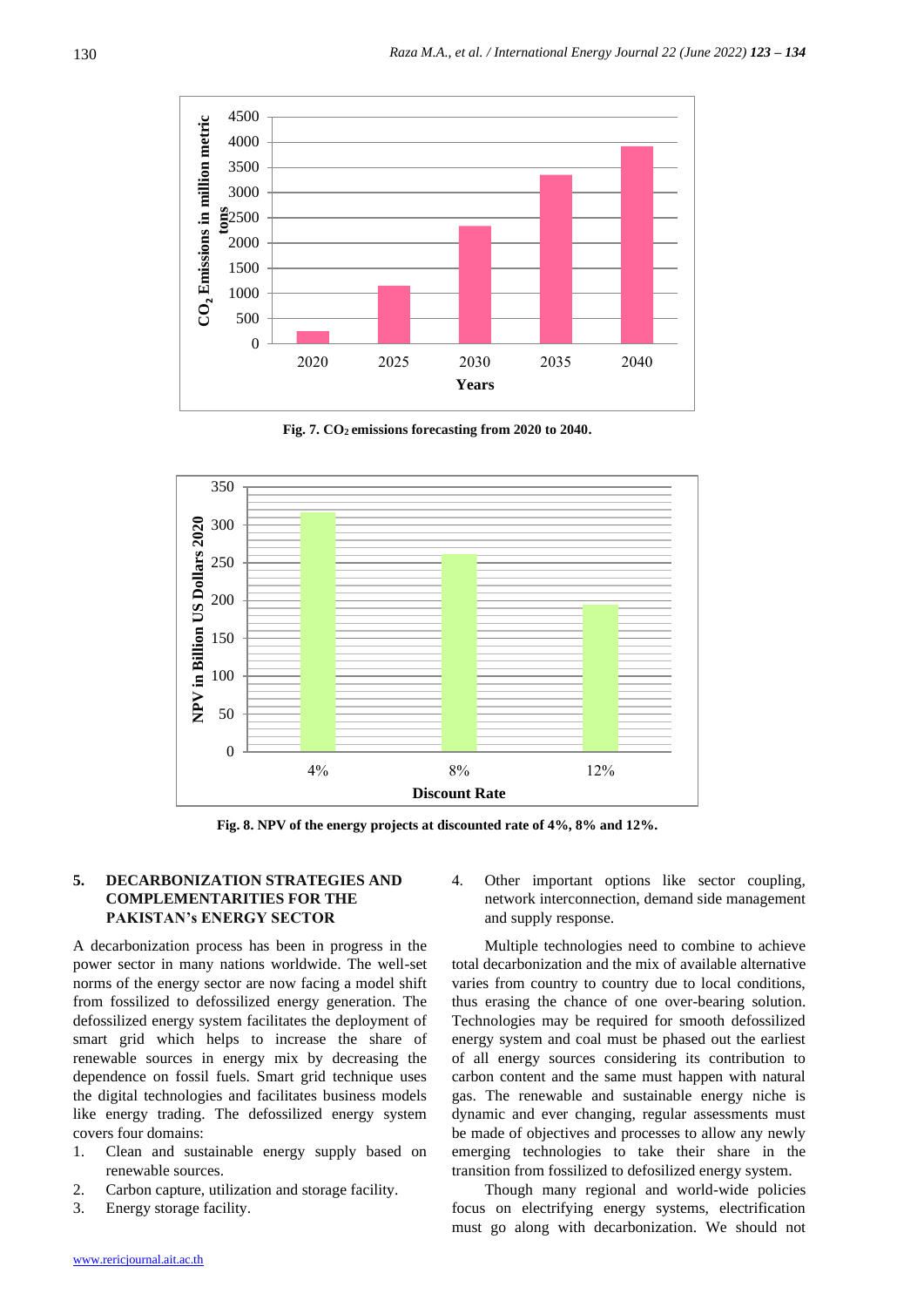Fig. 7. $CO_2$ emissions forecasting from 2020 to 2040.

Fig. 8. NPV of the energy projects at discounted rate of 4%, 8% and 12%.

## 5. DECARBONIZATION STRATEGIES AND COMPLEMENTARITIES FOR THE PAKISTAN's ENERGY SECTOR

A decarbonization process has been in progress in the power sector in many nations worldwide. The well-set norms of the energy sector are now facing a model shift from fossilized to defossilized energy generation. The defossilized energy system facilitates the deployment of smart grid which helps to increase the share of renewable sources in energy mix by decreasing the dependence on fossil fuels. Smart grid technique uses the digital technologies and facilitates business models like energy trading. The defossilized energy system covers four domains:

1. Clean and sustainable energy supply based on renewable sources.
2. Carbon capture, utilization and storage facility.
3. Energy storage facility.
4. Other important options like sector coupling, network interconnection, demand side management and supply response.

Multiple technologies need to combine to achieve total decarbonization and the mix of available alternative varies from country to country due to local conditions, thus erasing the chance of one over-bearing solution. Technologies may be required for smooth defossilized energy system and coal must be phased out the earliest of all energy sources considering its contribution to carbon content and the same must happen with natural gas. The renewable and sustainable energy niche is dynamic and ever changing, regular assessments must be made of objectives and processes to allow any newly emerging technologies to take their share in the transition from fossilized to defosilized energy system.

Though many regional and world-wide policies focus on electrifying energy systems, electrification must go along with decarbonization. We should not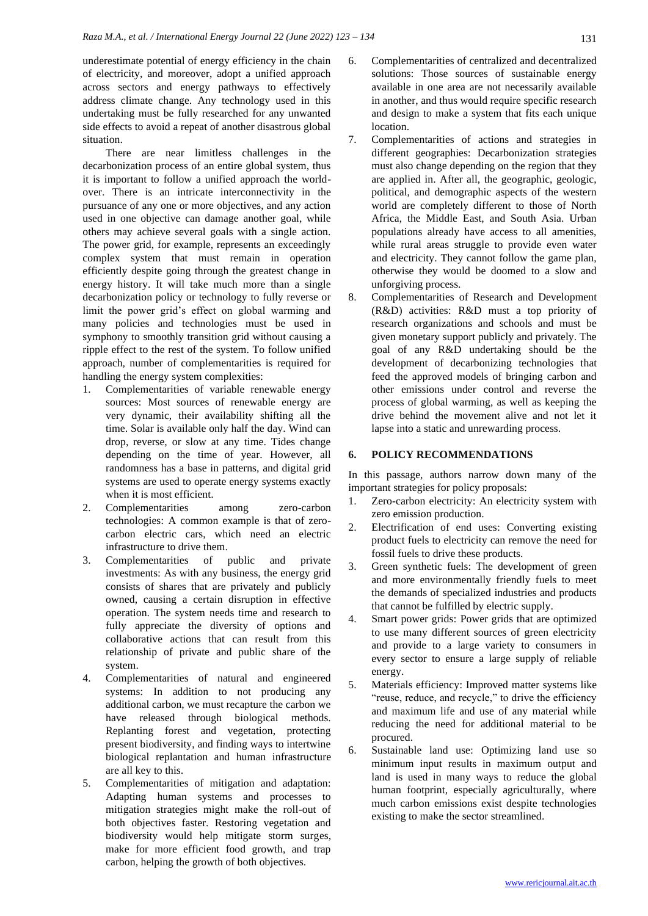underestimate potential of energy efficiency in the chain of electricity, and moreover, adopt a unified approach across sectors and energy pathways to effectively address climate change. Any technology used in this undertaking must be fully researched for any unwanted side effects to avoid a repeat of another disastrous global situation.

There are near limitless challenges in the decarbonization process of an entire global system, thus it is important to follow a unified approach the world-over. There is an intricate interconnectivity in the pursuance of any one or more objectives, and any action used in one objective can damage another goal, while others may achieve several goals with a single action. The power grid, for example, represents an exceedingly complex system that must remain in operation efficiently despite going through the greatest change in energy history. It will take much more than a single decarbonization policy or technology to fully reverse or limit the power grid's effect on global warming and many policies and technologies must be used in symphony to smoothly transition grid without causing a ripple effect to the rest of the system. To follow unified approach, number of complementarities is required for handling the energy system complexities:

1. Complementarities of variable renewable energy sources: Most sources of renewable energy are very dynamic, their availability shifting all the time. Solar is available only half the day. Wind can drop, reverse, or slow at any time. Tides change depending on the time of year. However, all randomness has a base in patterns, and digital grid systems are used to operate energy systems exactly when it is most efficient.
2. Complementarities among zero-carbon technologies: A common example is that of zero-carbon electric cars, which need an electric infrastructure to drive them.
3. Complementarities of public and private investments: As with any business, the energy grid consists of shares that are privately and publicly owned, causing a certain disruption in effective operation. The system needs time and research to fully appreciate the diversity of options and collaborative actions that can result from this relationship of private and public share of the system.
4. Complementarities of natural and engineered systems: In addition to not producing any additional carbon, we must recapture the carbon we have released through biological methods. Replanting forest and vegetation, protecting present biodiversity, and finding ways to intertwine biological replantation and human infrastructure are all key to this.
5. Complementarities of mitigation and adaptation: Adapting human systems and processes to mitigation strategies might make the roll-out of both objectives faster. Restoring vegetation and biodiversity would help mitigate storm surges, make for more efficient food growth, and trap carbon, helping the growth of both objectives.
6. Complementarities of centralized and decentralized solutions: Those sources of sustainable energy available in one area are not necessarily available in another, and thus would require specific research and design to make a system that fits each unique location.
7. Complementarities of actions and strategies in different geographies: Decarbonization strategies must also change depending on the region that they are applied in. After all, the geographic, geologic, political, and demographic aspects of the western world are completely different to those of North Africa, the Middle East, and South Asia. Urban populations already have access to all amenities, while rural areas struggle to provide even water and electricity. They cannot follow the game plan, otherwise they would be doomed to a slow and unforgiving process.
8. Complementarities of Research and Development (R&D) activities: R&D must a top priority of research organizations and schools and must be given monetary support publicly and privately. The goal of any R&D undertaking should be the development of decarbonizing technologies that feed the approved models of bringing carbon and other emissions under control and reverse the process of global warming, as well as keeping the drive behind the movement alive and not let it lapse into a static and unrewarding process.

## 6. POLICY RECOMMENDATIONS

In this passage, authors narrow down many of the important strategies for policy proposals:

1. Zero-carbon electricity: An electricity system with zero emission production.
2. Electrification of end uses: Converting existing product fuels to electricity can remove the need for fossil fuels to drive these products.
3. Green synthetic fuels: The development of green and more environmentally friendly fuels to meet the demands of specialized industries and products that cannot be fulfilled by electric supply.
4. Smart power grids: Power grids that are optimized to use many different sources of green electricity and provide to a large variety to consumers in every sector to ensure a large supply of reliable energy.
5. Materials efficiency: Improved matter systems like "reuse, reduce, and recycle," to drive the efficiency and maximum life and use of any material while reducing the need for additional material to be procured.
6. Sustainable land use: Optimizing land use so minimum input results in maximum output and land is used in many ways to reduce the global human footprint, especially agriculturally, where much carbon emissions exist despite technologies existing to make the sector streamlined.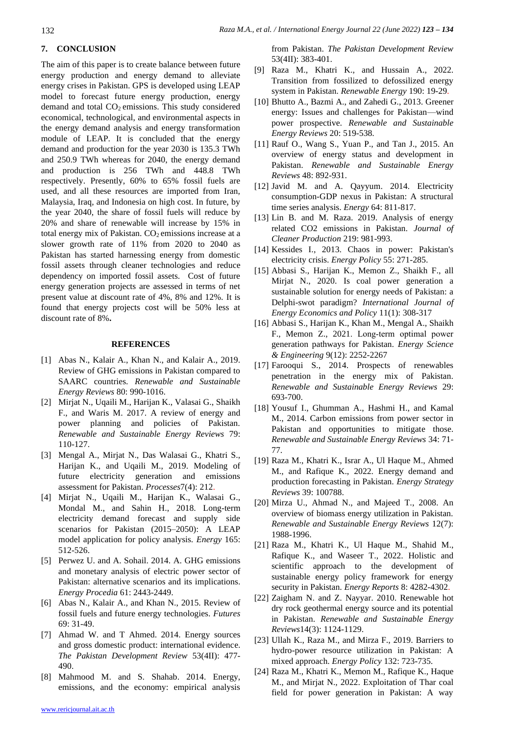## 7. CONCLUSION

The aim of this paper is to create balance between future energy production and energy demand to alleviate energy crises in Pakistan. GPS is developed using LEAP model to forecast future energy production, energy demand and total $CO_2$ emissions. This study considered economical, technological, and environmental aspects in the energy demand analysis and energy transformation module of LEAP. It is concluded that the energy demand and production for the year 2030 is 135.3 TWh and 250.9 TWh whereas for 2040, the energy demand and production is 256 TWh and 448.8 TWh respectively. Presently, 60% to 65% fossil fuels are used, and all these resources are imported from Iran, Malaysia, Iraq, and Indonesia on high cost. In future, by the year 2040, the share of fossil fuels will reduce by 20% and share of renewable will increase by 15% in total energy mix of Pakistan. $CO_2$ emissions increase at a slower growth rate of 11% from 2020 to 2040 as Pakistan has started harnessing energy from domestic fossil assets through cleaner technologies and reduce dependency on imported fossil assets. Cost of future energy generation projects are assessed in terms of net present value at discount rate of 4%, 8% and 12%. It is found that energy projects cost will be 50% less at discount rate of 8%**.**

## REFERENCES

[1] Abas N., Kalair A., Khan N., and Kalair A., 2019. Review of GHG emissions in Pakistan compared to SAARC countries. *Renewable and Sustainable Energy Reviews* 80: 990-1016.

[2] Mirjat N., Uqaili M., Harijan K., Valasai G., Shaikh F., and Waris M. 2017. A review of energy and power planning and policies of Pakistan. *Renewable and Sustainable Energy Reviews* 79: 110-127.

[3] Mengal A., Mirjat N., Das Walasai G., Khatri S., Harijan K., and Uqaili M., 2019. Modeling of future electricity generation and emissions assessment for Pakistan. *Processes*7(4): 212.

[4] Mirjat N., Uqaili M., Harijan K., Walasai G., Mondal M., and Sahin H., 2018. Long-term electricity demand forecast and supply side scenarios for Pakistan (2015–2050): A LEAP model application for policy analysis. *Energy* 165: 512-526.

[5] Perwez U. and A. Sohail. 2014. A. GHG emissions and monetary analysis of electric power sector of Pakistan: alternative scenarios and its implications. *Energy Procedia* 61: 2443-2449.

[6] Abas N., Kalair A., and Khan N., 2015. Review of fossil fuels and future energy technologies. *Futures* 69: 31-49.

[7] Ahmad W. and T Ahmed. 2014. Energy sources and gross domestic product: international evidence. *The Pakistan Development Review* 53(4II): 477-490.

[8] Mahmood M. and S. Shahab. 2014. Energy, emissions, and the economy: empirical analysis from Pakistan. *The Pakistan Development Review* 53(4II): 383-401.

[9] Raza M., Khatri K., and Hussain A., 2022. Transition from fossilized to defossilized energy system in Pakistan. *Renewable Energy* 190: 19-29.

[10] Bhutto A., Bazmi A., and Zahedi G., 2013. Greener energy: Issues and challenges for Pakistan—wind power prospective. *Renewable and Sustainable Energy Reviews* 20: 519-538.

[11] Rauf O., Wang S., Yuan P., and Tan J., 2015. An overview of energy status and development in Pakistan. *Renewable and Sustainable Energy Reviews* 48: 892-931.

[12] Javid M. and A. Qayyum. 2014. Electricity consumption-GDP nexus in Pakistan: A structural time series analysis. *Energy* 64: 811-817.

[13] Lin B. and M. Raza. 2019. Analysis of energy related CO2 emissions in Pakistan. *Journal of Cleaner Production* 219: 981-993.

[14] Kessides I., 2013. Chaos in power: Pakistan's electricity crisis. *Energy Policy* 55: 271-285.

[15] Abbasi S., Harijan K., Memon Z., Shaikh F., all Mirjat N., 2020. Is coal power generation a sustainable solution for energy needs of Pakistan: a Delphi-swot paradigm? *International Journal of Energy Economics and Policy* 11(1): 308-317

[16] Abbasi S., Harijan K., Khan M., Mengal A., Shaikh F., Memon Z., 2021. Long-term optimal power generation pathways for Pakistan. *Energy Science & Engineering* 9(12): 2252-2267

[17] Farooqui S., 2014. Prospects of renewables penetration in the energy mix of Pakistan. *Renewable and Sustainable Energy Reviews* 29: 693-700.

[18] Yousuf I., Ghumman A., Hashmi H., and Kamal M., 2014. Carbon emissions from power sector in Pakistan and opportunities to mitigate those. *Renewable and Sustainable Energy Reviews* 34: 71-77.

[19] Raza M., Khatri K., Israr A., Ul Haque M., Ahmed M., and Rafique K., 2022. Energy demand and production forecasting in Pakistan. *Energy Strategy Reviews* 39: 100788.

[20] Mirza U., Ahmad N., and Majeed T., 2008. An overview of biomass energy utilization in Pakistan. *Renewable and Sustainable Energy Reviews* 12(7): 1988-1996.

[21] Raza M., Khatri K., Ul Haque M., Shahid M., Rafique K., and Waseer T., 2022. Holistic and scientific approach to the development of sustainable energy policy framework for energy security in Pakistan. *Energy Reports* 8: 4282-4302.

[22] Zaigham N. and Z. Nayyar. 2010. Renewable hot dry rock geothermal energy source and its potential in Pakistan. *Renewable and Sustainable Energy Reviews*14(3): 1124-1129.

[23] Ullah K., Raza M., and Mirza F., 2019. Barriers to hydro-power resource utilization in Pakistan: A mixed approach. *Energy Policy* 132: 723-735.

[24] Raza M., Khatri K., Memon M., Rafique K., Haque M., and Mirjat N., 2022. Exploitation of Thar coal field for power generation in Pakistan: A way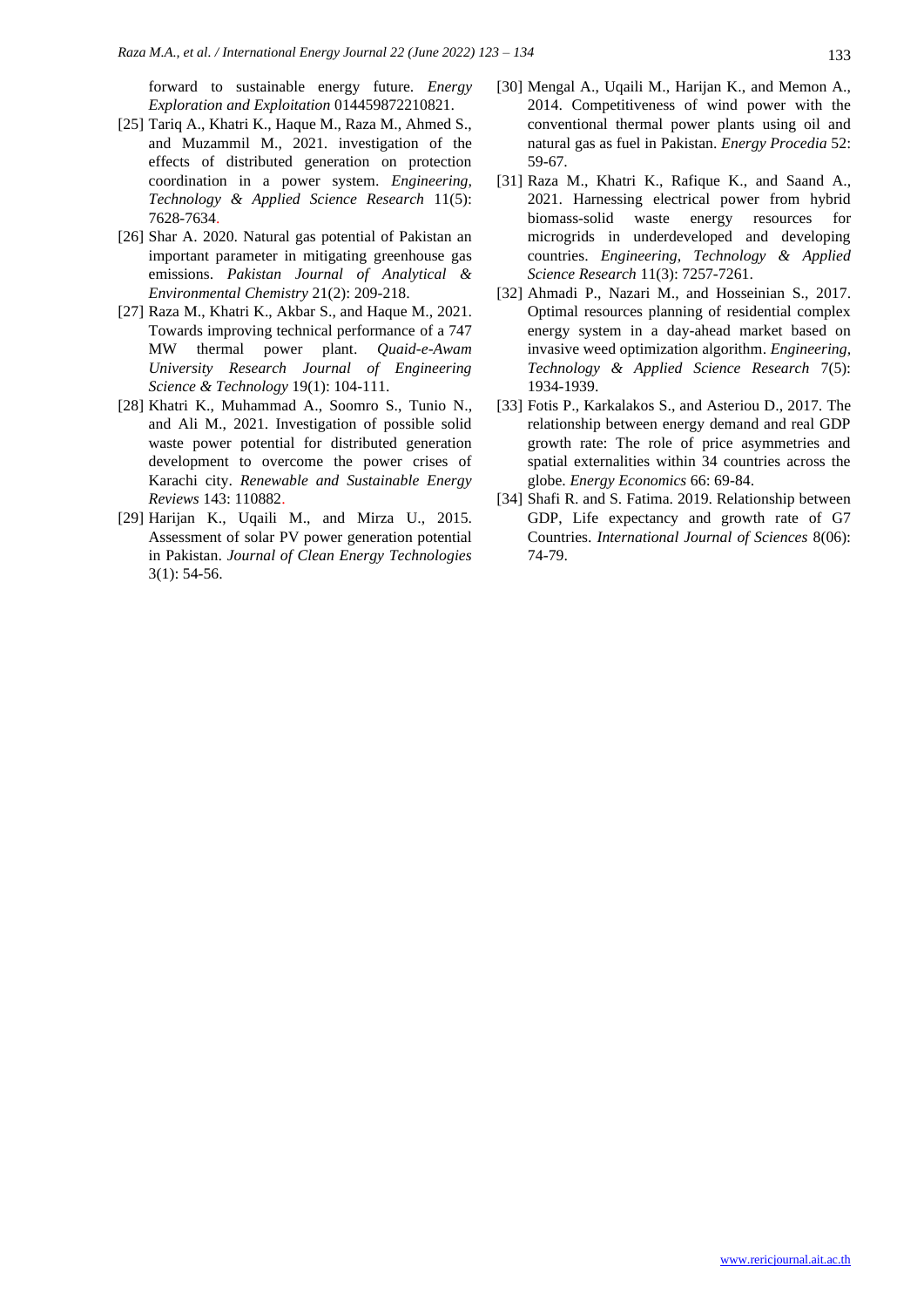forward to sustainable energy future. *Energy Exploration and Exploitation* 014459872210821.

[25] Tariq A., Khatri K., Haque M., Raza M., Ahmed S., and Muzammil M., 2021. investigation of the effects of distributed generation on protection coordination in a power system. *Engineering, Technology & Applied Science Research* 11(5): 7628-7634.

[26] Shar A. 2020. Natural gas potential of Pakistan an important parameter in mitigating greenhouse gas emissions. *Pakistan Journal of Analytical & Environmental Chemistry* 21(2): 209-218.

[27] Raza M., Khatri K., Akbar S., and Haque M., 2021. Towards improving technical performance of a 747 MW thermal power plant. *Quaid-e-Awam University Research Journal of Engineering Science & Technology* 19(1): 104-111.

[28] Khatri K., Muhammad A., Soomro S., Tunio N., and Ali M., 2021. Investigation of possible solid waste power potential for distributed generation development to overcome the power crises of Karachi city. *Renewable and Sustainable Energy Reviews* 143: 110882.

[29] Harijan K., Uqaili M., and Mirza U., 2015. Assessment of solar PV power generation potential in Pakistan. *Journal of Clean Energy Technologies* 3(1): 54-56.

[30] Mengal A., Uqaili M., Harijan K., and Memon A., 2014. Competitiveness of wind power with the conventional thermal power plants using oil and natural gas as fuel in Pakistan. *Energy Procedia* 52: 59-67.

[31] Raza M., Khatri K., Rafique K., and Saand A., 2021. Harnessing electrical power from hybrid biomass-solid waste energy resources for microgrids in underdeveloped and developing countries. *Engineering, Technology & Applied Science Research* 11(3): 7257-7261.

[32] Ahmadi P., Nazari M., and Hosseinian S., 2017. Optimal resources planning of residential complex energy system in a day-ahead market based on invasive weed optimization algorithm. *Engineering, Technology & Applied Science Research* 7(5): 1934-1939.

[33] Fotis P., Karkalakos S., and Asteriou D., 2017. The relationship between energy demand and real GDP growth rate: The role of price asymmetries and spatial externalities within 34 countries across the globe. *Energy Economics* 66: 69-84.

[34] Shafi R. and S. Fatima. 2019. Relationship between GDP, Life expectancy and growth rate of G7 Countries. *International Journal of Sciences* 8(06): 74-79.